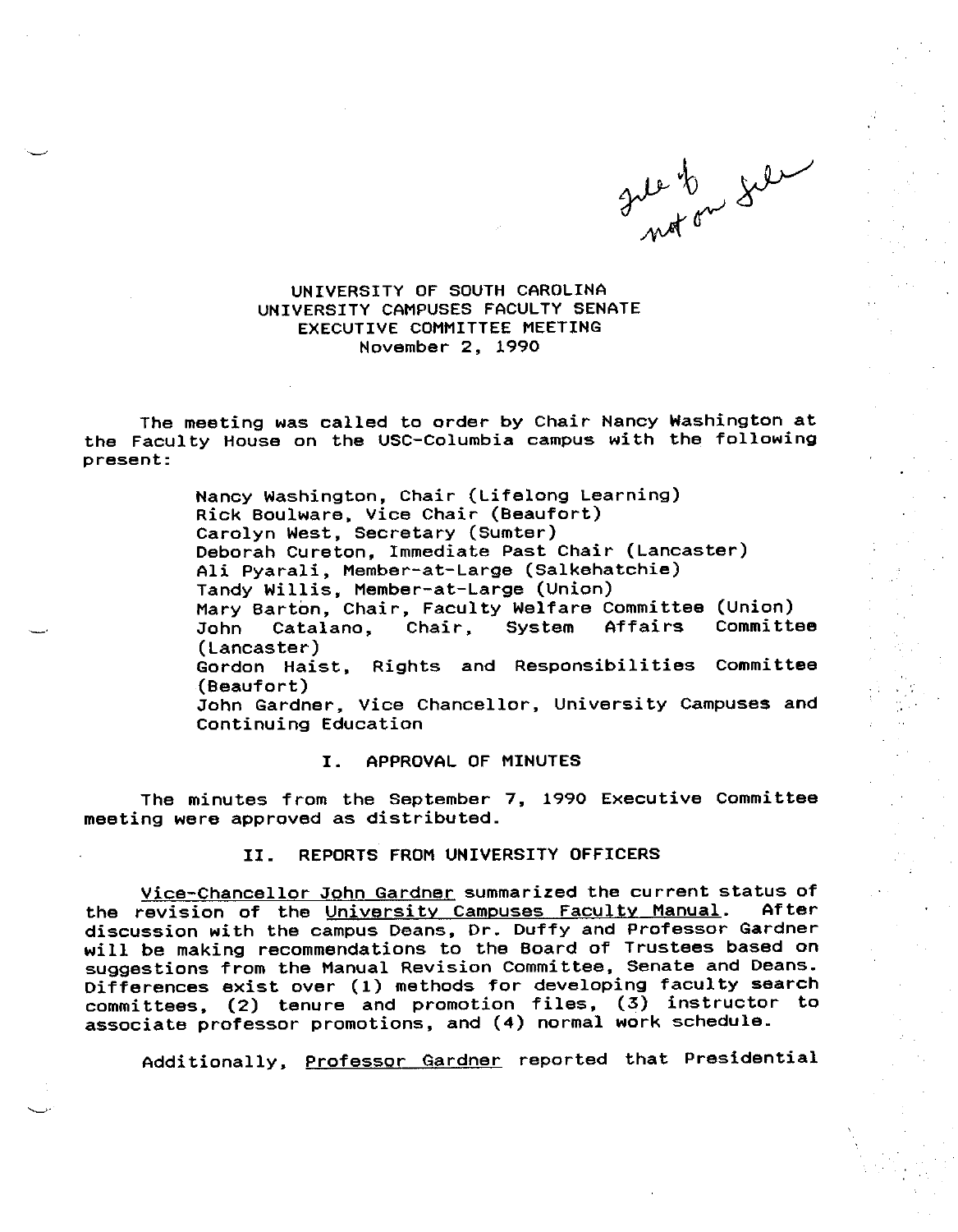file of not on file

UNIVERSITY OF SOUTH CAROLINA
UNIVERSITY CAMPUSES FACULTY SENATE
EXECUTIVE COMMITTEE MEETING
November 2, 1990

The meeting was called to order by Chair Nancy Washington at the Faculty House on the USC-Columbia campus with the following present:

Nancy Washington, Chair (Lifelong Learning)
Rick Boulware, Vice Chair (Beaufort)
Carolyn West, Secretary (Sumter)
Deborah Cureton, Immediate Past Chair (Lancaster)
Ali Pyarali, Member-at-Large (Salkehatchie)
Tandy Willis, Member-at-Large (Union)
Mary Barton, Chair, Faculty Welfare Committee (Union)
John Catalano, Chair, System Affairs Committee (Lancaster)
Gordon Haist, Rights and Responsibilities Committee (Beaufort)
John Gardner, Vice Chancellor, University Campuses and Continuing Education

## I. APPROVAL OF MINUTES

The minutes from the September 7, 1990 Executive Committee meeting were approved as distributed.

## II. REPORTS FROM UNIVERSITY OFFICERS

Vice-Chancellor John Gardner summarized the current status of the revision of the *University Campuses Faculty Manual*. After discussion with the campus Deans, Dr. Duffy and Professor Gardner will be making recommendations to the Board of Trustees based on suggestions from the Manual Revision Committee, Senate and Deans. Differences exist over (1) methods for developing faculty search committees, (2) tenure and promotion files, (3) instructor to associate professor promotions, and (4) normal work schedule.

Additionally, Professor Gardner reported that Presidential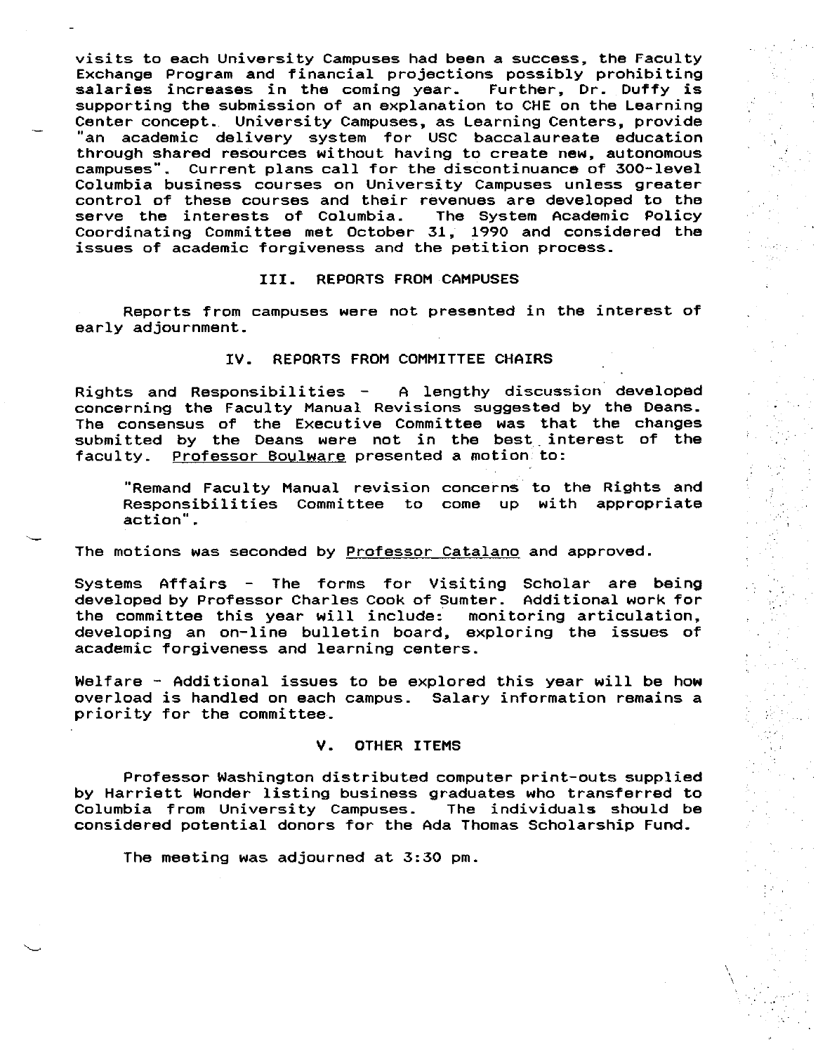visits to each University Campuses had been a success, the Faculty Exchange Program and financial projections possibly prohibiting salaries increases in the coming year. Further, Dr. Duffy is supporting the submission of an explanation to CHE on the Learning Center concept. University Campuses, as Learning Centers, provide "an academic delivery system for USC baccalaureate education through shared resources without having to create new, autonomous campuses". Current plans call for the discontinuance of 300-level Columbia business courses on University Campuses unless greater control of these courses and their revenues are developed to the serve the interests of Columbia. The System Academic Policy Coordinating Committee met October 31, 1990 and considered the issues of academic forgiveness and the petition process.

## III. REPORTS FROM CAMPUSES

Reports from campuses were not presented in the interest of early adjournment.

## IV. REPORTS FROM COMMITTEE CHAIRS

Rights and Responsibilities - A lengthy discussion developed concerning the Faculty Manual Revisions suggested by the Deans. The consensus of the Executive Committee was that the changes submitted by the Deans were not in the best interest of the faculty. Professor Boulware presented a motion to:

> "Remand Faculty Manual revision concerns to the Rights and Responsibilities Committee to come up with appropriate action".

The motions was seconded by Professor Catalano and approved.

Systems Affairs - The forms for Visiting Scholar are being developed by Professor Charles Cook of Sumter. Additional work for the committee this year will include: monitoring articulation, developing an on-line bulletin board, exploring the issues of academic forgiveness and learning centers.

Welfare - Additional issues to be explored this year will be how overload is handled on each campus. Salary information remains a priority for the committee.

## V. OTHER ITEMS

Professor Washington distributed computer print-outs supplied by Harriett Wonder listing business graduates who transferred to Columbia from University Campuses. The individuals should be considered potential donors for the Ada Thomas Scholarship Fund.

The meeting was adjourned at 3:30 pm.